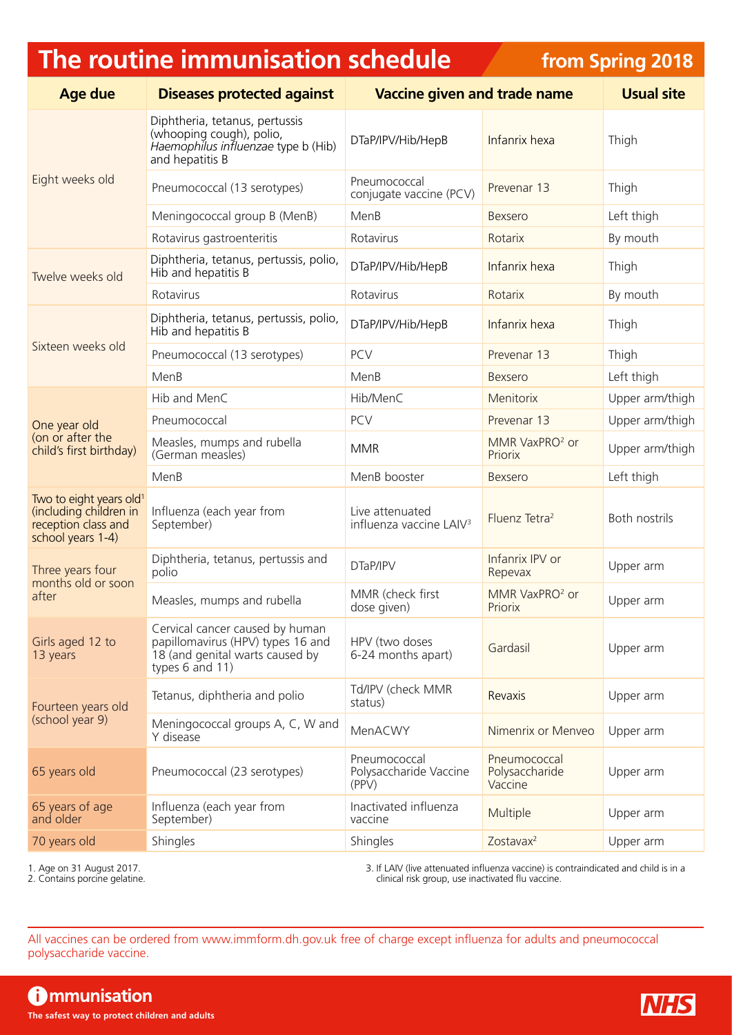# The routine immunisation schedule

## from Spring 2018

| Age due | Diseases protected against | Vaccine given and trade name | | Usual site |
|---|---|---|---|---|
| Eight weeks old | Diphtheria, tetanus, pertussis (whooping cough), polio, *Haemophilus influenzae* type b (Hib) and hepatitis B | DTaP/IPV/Hib/HepB | Infanrix hexa | Thigh |
| | Pneumococcal (13 serotypes) | Pneumococcal conjugate vaccine (PCV) | Prevenar 13 | Thigh |
| | Meningococcal group B (MenB) | MenB | Bexsero | Left thigh |
| | Rotavirus gastroenteritis | Rotavirus | Rotarix | By mouth |
| Twelve weeks old | Diphtheria, tetanus, pertussis, polio, Hib and hepatitis B | DTaP/IPV/Hib/HepB | Infanrix hexa | Thigh |
| | Rotavirus | Rotavirus | Rotarix | By mouth |
| Sixteen weeks old | Diphtheria, tetanus, pertussis, polio, Hib and hepatitis B | DTaP/IPV/Hib/HepB | Infanrix hexa | Thigh |
| | Pneumococcal (13 serotypes) | PCV | Prevenar 13 | Thigh |
| | MenB | MenB | Bexsero | Left thigh |
| One year old (on or after the child's first birthday) | Hib and MenC | Hib/MenC | Menitorix | Upper arm/thigh |
| | Pneumococcal | PCV | Prevenar 13 | Upper arm/thigh |
| | Measles, mumps and rubella (German measles) | MMR | MMR VaxPRO[2] or Priorix | Upper arm/thigh |
| | MenB | MenB booster | Bexsero | Left thigh |
| Two to eight years old[1] (including children in reception class and school years 1-4) | Influenza (each year from September) | Live attenuated influenza vaccine LAIV[3] | Fluenz Tetra[2] | Both nostrils |
| Three years four months old or soon after | Diphtheria, tetanus, pertussis and polio | DTaP/IPV | Infanrix IPV or Repevax | Upper arm |
| | Measles, mumps and rubella | MMR (check first dose given) | MMR VaxPRO[2] or Priorix | Upper arm |
| Girls aged 12 to 13 years | Cervical cancer caused by human papillomavirus (HPV) types 16 and 18 (and genital warts caused by types 6 and 11) | HPV (two doses 6-24 months apart) | Gardasil | Upper arm |
| Fourteen years old (school year 9) | Tetanus, diphtheria and polio | Td/IPV (check MMR status) | Revaxis | Upper arm |
| | Meningococcal groups A, C, W and Y disease | MenACWY | Nimenrix or Menveo | Upper arm |
| 65 years old | Pneumococcal (23 serotypes) | Pneumococcal Polysaccharide Vaccine (PPV) | Pneumococcal Polysaccharide Vaccine | Upper arm |
| 65 years of age and older | Influenza (each year from September) | Inactivated influenza vaccine | Multiple | Upper arm |
| 70 years old | Shingles | Shingles | Zostavax[2] | Upper arm |

1. Age on 31 August 2017.
2. Contains porcine gelatine.
3. If LAIV (live attenuated influenza vaccine) is contraindicated and child is in a clinical risk group, use inactivated flu vaccine.

All vaccines can be ordered from www.immform.dh.gov.uk free of charge except influenza for adults and pneumococcal polysaccharide vaccine.

**Immunisation** — The safest way to protect children and adults

NHS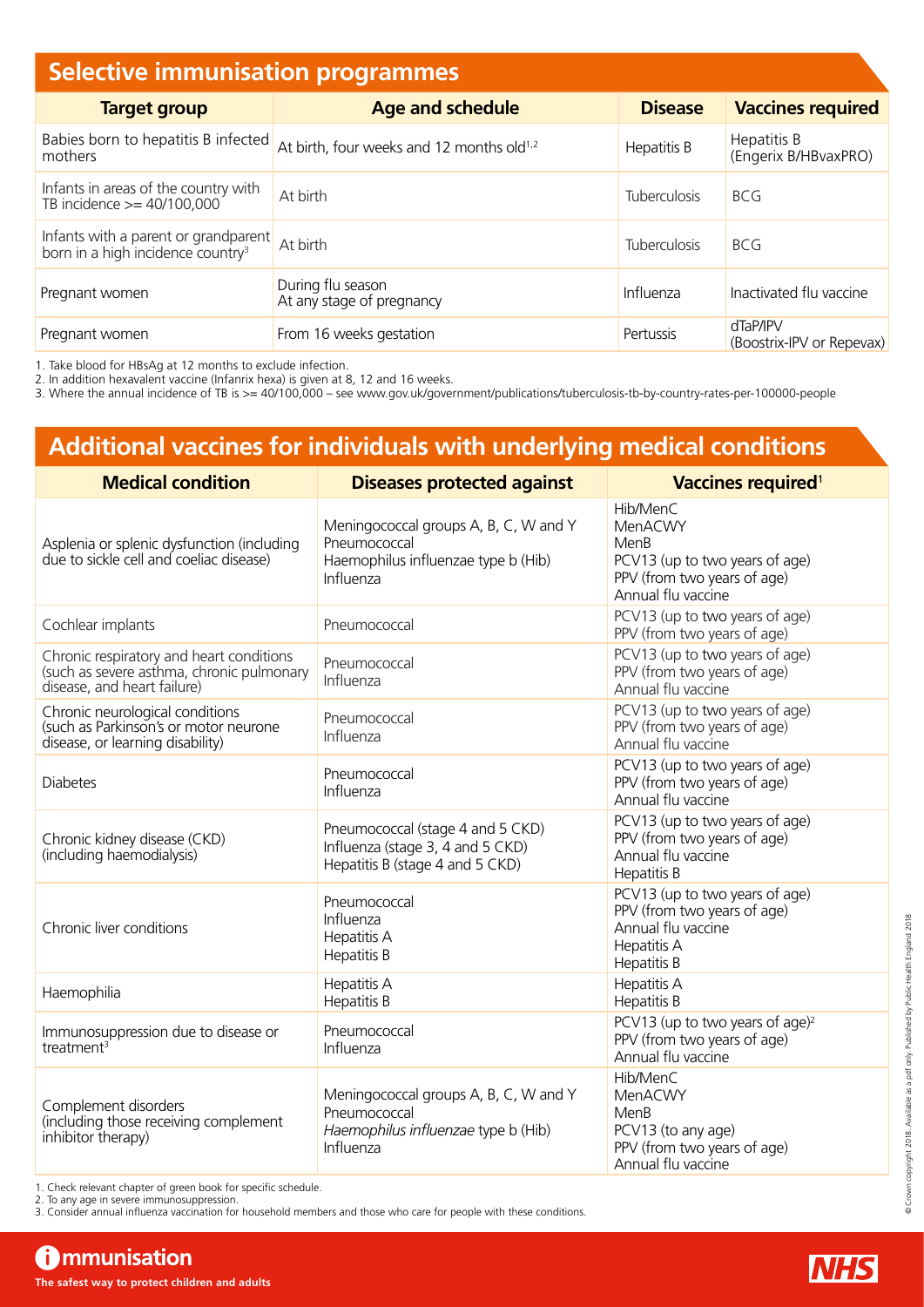## Selective immunisation programmes

| Target group | Age and schedule | Disease | Vaccines required |
|---|---|---|---|
| Babies born to hepatitis B infected mothers | At birth, four weeks and 12 months old[1,2] | Hepatitis B | Hepatitis B (Engerix B/HBvaxPRO) |
| Infants in areas of the country with TB incidence >= 40/100,000 | At birth | Tuberculosis | BCG |
| Infants with a parent or grandparent born in a high incidence country[3] | At birth | Tuberculosis | BCG |
| Pregnant women | During flu season<br>At any stage of pregnancy | Influenza | Inactivated flu vaccine |
| Pregnant women | From 16 weeks gestation | Pertussis | dTaP/IPV (Boostrix-IPV or Repevax) |

1. Take blood for HBsAg at 12 months to exclude infection.
2. In addition hexavalent vaccine (Infanrix hexa) is given at 8, 12 and 16 weeks.
3. Where the annual incidence of TB is >= 40/100,000 – see www.gov.uk/government/publications/tuberculosis-tb-by-country-rates-per-100000-people

## Additional vaccines for individuals with underlying medical conditions

| Medical condition | Diseases protected against | Vaccines required[1] |
|---|---|---|
| Asplenia or splenic dysfunction (including due to sickle cell and coeliac disease) | Meningococcal groups A, B, C, W and Y<br>Pneumococcal<br>Haemophilus influenzae type b (Hib)<br>Influenza | Hib/MenC<br>MenACWY<br>MenB<br>PCV13 (up to two years of age)<br>PPV (from two years of age)<br>Annual flu vaccine |
| Cochlear implants | Pneumococcal | PCV13 (up to two years of age)<br>PPV (from two years of age) |
| Chronic respiratory and heart conditions (such as severe asthma, chronic pulmonary disease, and heart failure) | Pneumococcal<br>Influenza | PCV13 (up to two years of age)<br>PPV (from two years of age)<br>Annual flu vaccine |
| Chronic neurological conditions (such as Parkinson's or motor neurone disease, or learning disability) | Pneumococcal<br>Influenza | PCV13 (up to two years of age)<br>PPV (from two years of age)<br>Annual flu vaccine |
| Diabetes | Pneumococcal<br>Influenza | PCV13 (up to two years of age)<br>PPV (from two years of age)<br>Annual flu vaccine |
| Chronic kidney disease (CKD) (including haemodialysis) | Pneumococcal (stage 4 and 5 CKD)<br>Influenza (stage 3, 4 and 5 CKD)<br>Hepatitis B (stage 4 and 5 CKD) | PCV13 (up to two years of age)<br>PPV (from two years of age)<br>Annual flu vaccine<br>Hepatitis B |
| Chronic liver conditions | Pneumococcal<br>Influenza<br>Hepatitis A<br>Hepatitis B | PCV13 (up to two years of age)<br>PPV (from two years of age)<br>Annual flu vaccine<br>Hepatitis A<br>Hepatitis B |
| Haemophilia | Hepatitis A<br>Hepatitis B | Hepatitis A<br>Hepatitis B |
| Immunosuppression due to disease or treatment[3] | Pneumococcal<br>Influenza | PCV13 (up to two years of age)[2]<br>PPV (from two years of age)<br>Annual flu vaccine |
| Complement disorders (including those receiving complement inhibitor therapy) | Meningococcal groups A, B, C, W and Y<br>Pneumococcal<br>*Haemophilus influenzae* type b (Hib)<br>Influenza | Hib/MenC<br>MenACWY<br>MenB<br>PCV13 (to any age)<br>PPV (from two years of age)<br>Annual flu vaccine |

1. Check relevant chapter of green book for specific schedule.
2. To any age in severe immunosuppression.
3. Consider annual influenza vaccination for household members and those who care for people with these conditions.

© Crown copyright 2018. Available as a pdf only. Published by Public Health England 2018

**Immunisation**
The safest way to protect children and adults

NHS